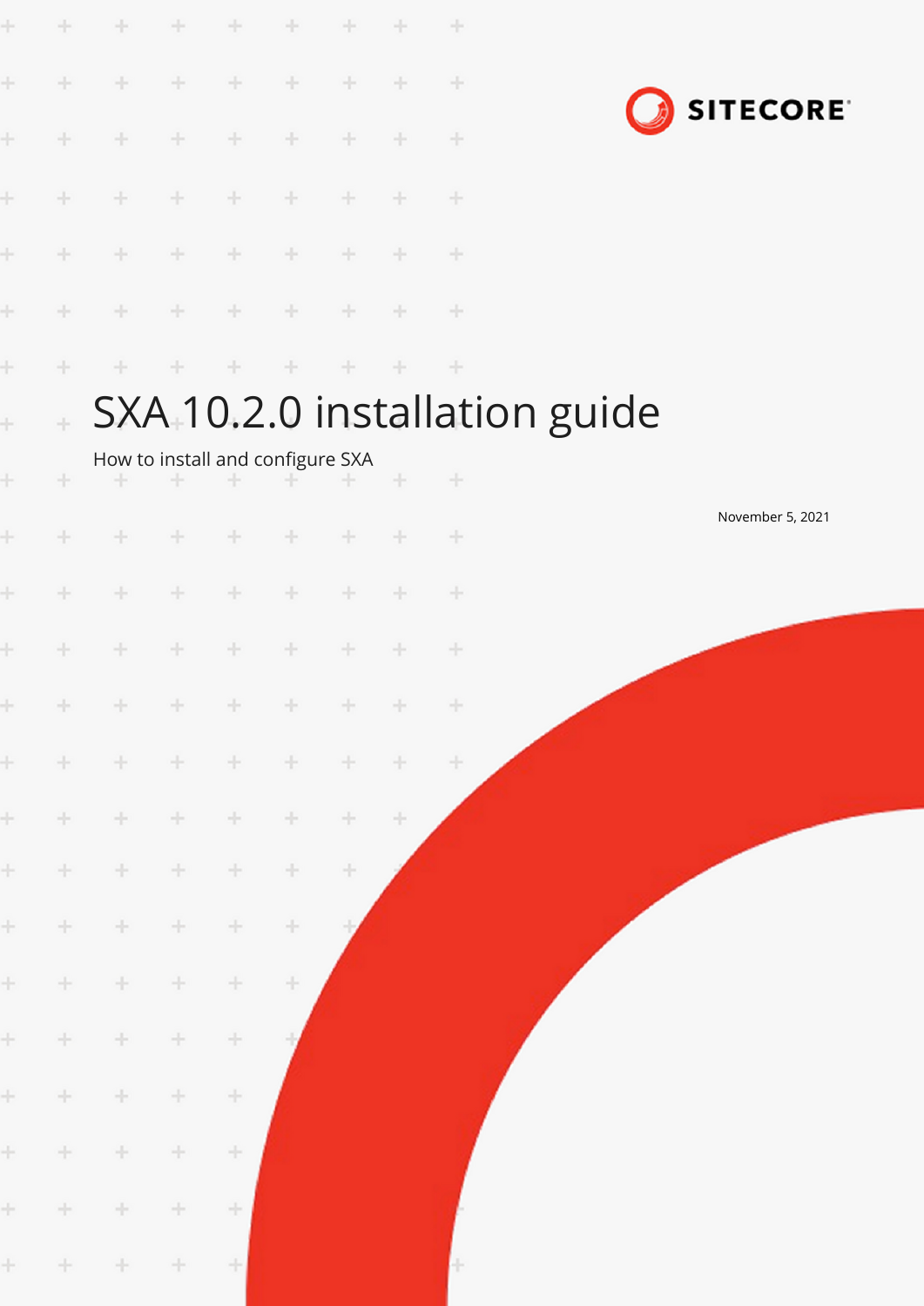# SXA 10.2.0 installation guide

How to install and configure SXA

November 5, 2021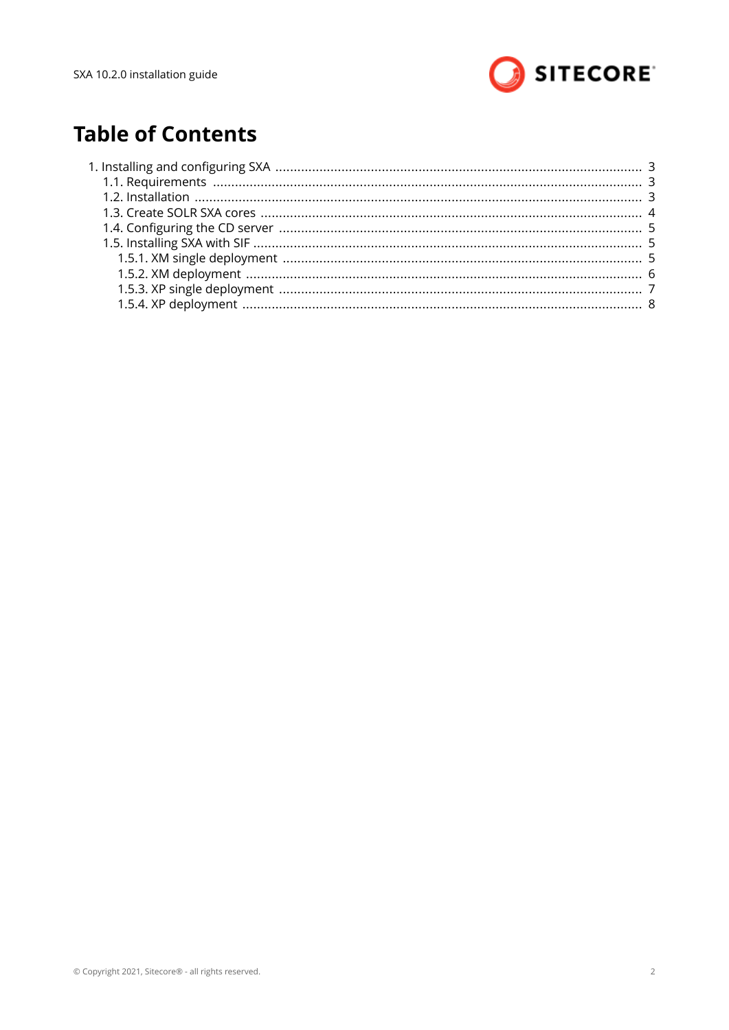# Table of Contents

- 1. Installing and configuring SXA .................................... 3
  - 1.1. Requirements .................................... 3
  - 1.2. Installation .................................... 3
  - 1.3. Create SOLR SXA cores .................................... 4
  - 1.4. Configuring the CD server .................................... 5
  - 1.5. Installing SXA with SIF .................................... 5
    - 1.5.1. XM single deployment .................................... 5
    - 1.5.2. XM deployment .................................... 6
    - 1.5.3. XP single deployment .................................... 7
    - 1.5.4. XP deployment .................................... 8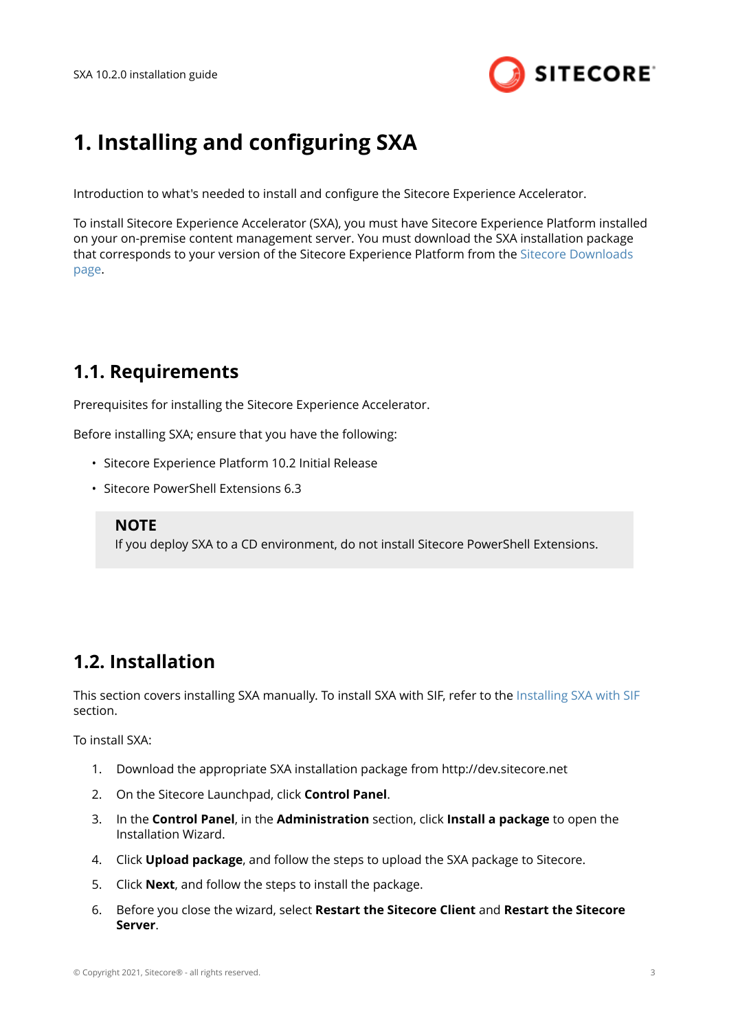# 1. Installing and configuring SXA

Introduction to what's needed to install and configure the Sitecore Experience Accelerator.

To install Sitecore Experience Accelerator (SXA), you must have Sitecore Experience Platform installed on your on-premise content management server. You must download the SXA installation package that corresponds to your version of the Sitecore Experience Platform from the Sitecore Downloads page.

## 1.1. Requirements

Prerequisites for installing the Sitecore Experience Accelerator.

Before installing SXA; ensure that you have the following:

- Sitecore Experience Platform 10.2 Initial Release
- Sitecore PowerShell Extensions 6.3

> **NOTE**
> If you deploy SXA to a CD environment, do not install Sitecore PowerShell Extensions.

## 1.2. Installation

This section covers installing SXA manually. To install SXA with SIF, refer to the Installing SXA with SIF section.

To install SXA:

1. Download the appropriate SXA installation package from http://dev.sitecore.net
2. On the Sitecore Launchpad, click **Control Panel**.
3. In the **Control Panel**, in the **Administration** section, click **Install a package** to open the Installation Wizard.
4. Click **Upload package**, and follow the steps to upload the SXA package to Sitecore.
5. Click **Next**, and follow the steps to install the package.
6. Before you close the wizard, select **Restart the Sitecore Client** and **Restart the Sitecore Server**.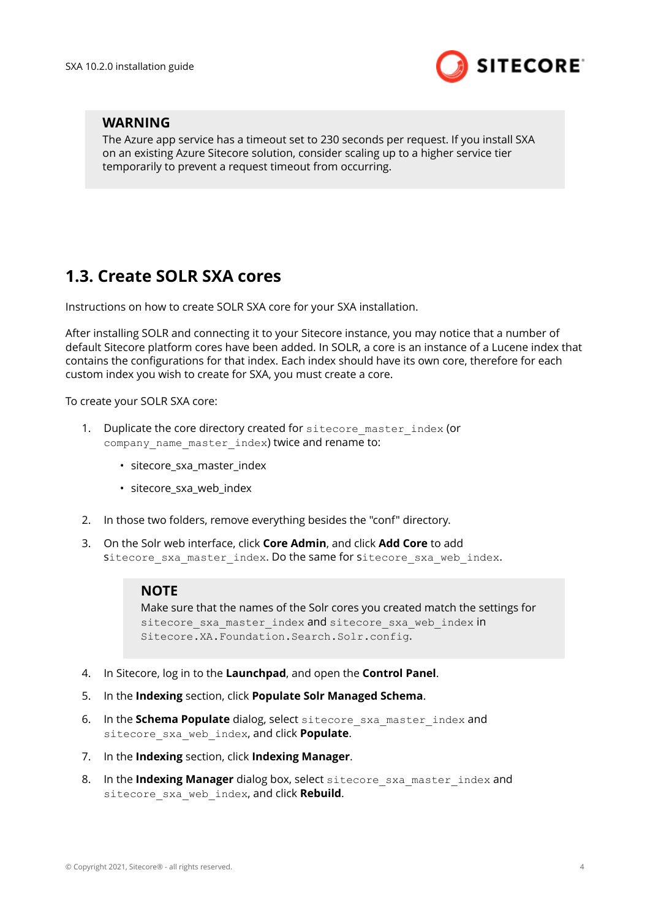**WARNING**

The Azure app service has a timeout set to 230 seconds per request. If you install SXA on an existing Azure Sitecore solution, consider scaling up to a higher service tier temporarily to prevent a request timeout from occurring.

## 1.3. Create SOLR SXA cores

Instructions on how to create SOLR SXA core for your SXA installation.

After installing SOLR and connecting it to your Sitecore instance, you may notice that a number of default Sitecore platform cores have been added. In SOLR, a core is an instance of a Lucene index that contains the configurations for that index. Each index should have its own core, therefore for each custom index you wish to create for SXA, you must create a core.

To create your SOLR SXA core:

1. Duplicate the core directory created for `sitecore_master_index` (or `company_name_master_index`) twice and rename to:
   - sitecore_sxa_master_index
   - sitecore_sxa_web_index
2. In those two folders, remove everything besides the "conf" directory.
3. On the Solr web interface, click **Core Admin**, and click **Add Core** to add `sitecore_sxa_master_index`. Do the same for `sitecore_sxa_web_index`.

   **NOTE**

   Make sure that the names of the Solr cores you created match the settings for `sitecore_sxa_master_index` and `sitecore_sxa_web_index` in `Sitecore.XA.Foundation.Search.Solr.config`.

4. In Sitecore, log in to the **Launchpad**, and open the **Control Panel**.
5. In the **Indexing** section, click **Populate Solr Managed Schema**.
6. In the **Schema Populate** dialog, select `sitecore_sxa_master_index` and `sitecore_sxa_web_index`, and click **Populate**.
7. In the **Indexing** section, click **Indexing Manager**.
8. In the **Indexing Manager** dialog box, select `sitecore_sxa_master_index` and `sitecore_sxa_web_index`, and click **Rebuild**.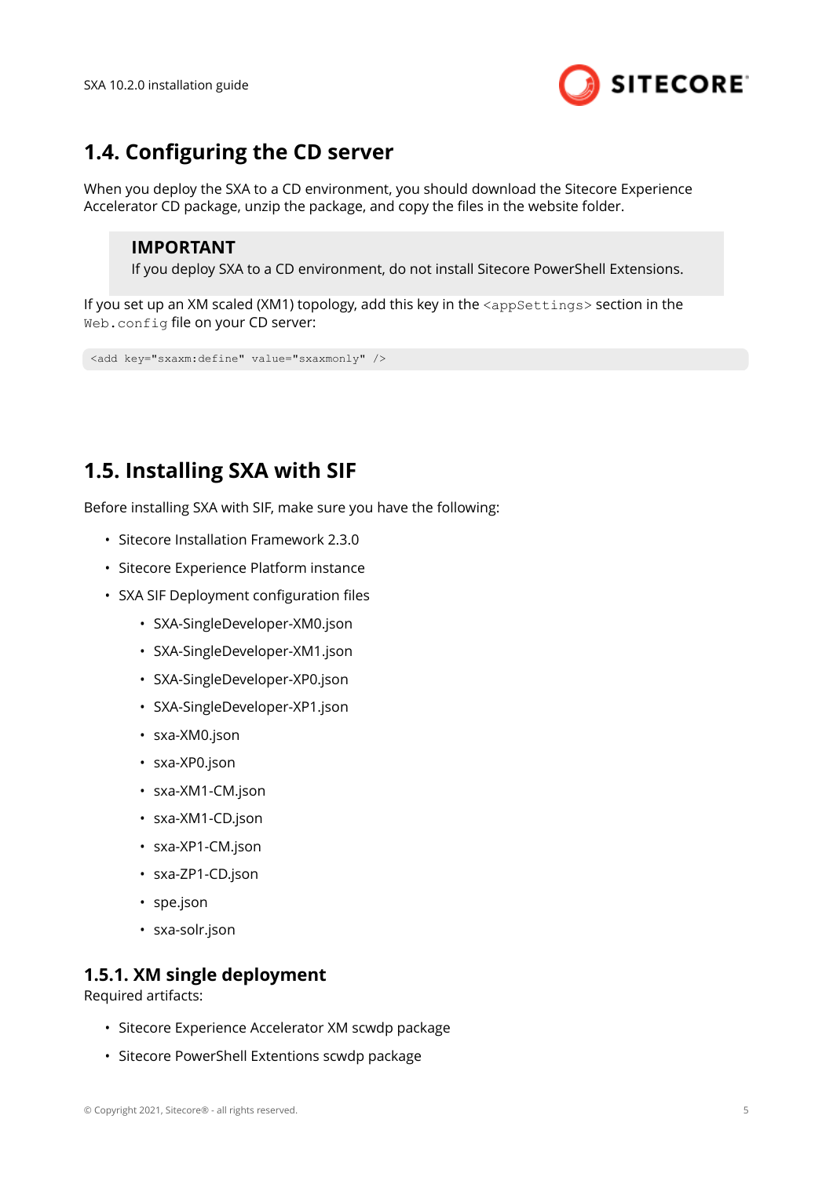## 1.4. Configuring the CD server

When you deploy the SXA to a CD environment, you should download the Sitecore Experience Accelerator CD package, unzip the package, and copy the files in the website folder.

> **IMPORTANT**
> If you deploy SXA to a CD environment, do not install Sitecore PowerShell Extensions.

If you set up an XM scaled (XM1) topology, add this key in the `<appSettings>` section in the `Web.config` file on your CD server:

```
<add key="sxaxm:define" value="sxaxmonly" />
```

## 1.5. Installing SXA with SIF

Before installing SXA with SIF, make sure you have the following:

- Sitecore Installation Framework 2.3.0
- Sitecore Experience Platform instance
- SXA SIF Deployment configuration files
  - SXA-SingleDeveloper-XM0.json
  - SXA-SingleDeveloper-XM1.json
  - SXA-SingleDeveloper-XP0.json
  - SXA-SingleDeveloper-XP1.json
  - sxa-XM0.json
  - sxa-XP0.json
  - sxa-XM1-CM.json
  - sxa-XM1-CD.json
  - sxa-XP1-CM.json
  - sxa-ZP1-CD.json
  - spe.json
  - sxa-solr.json

### 1.5.1. XM single deployment

Required artifacts:

- Sitecore Experience Accelerator XM scwdp package
- Sitecore PowerShell Extentions scwdp package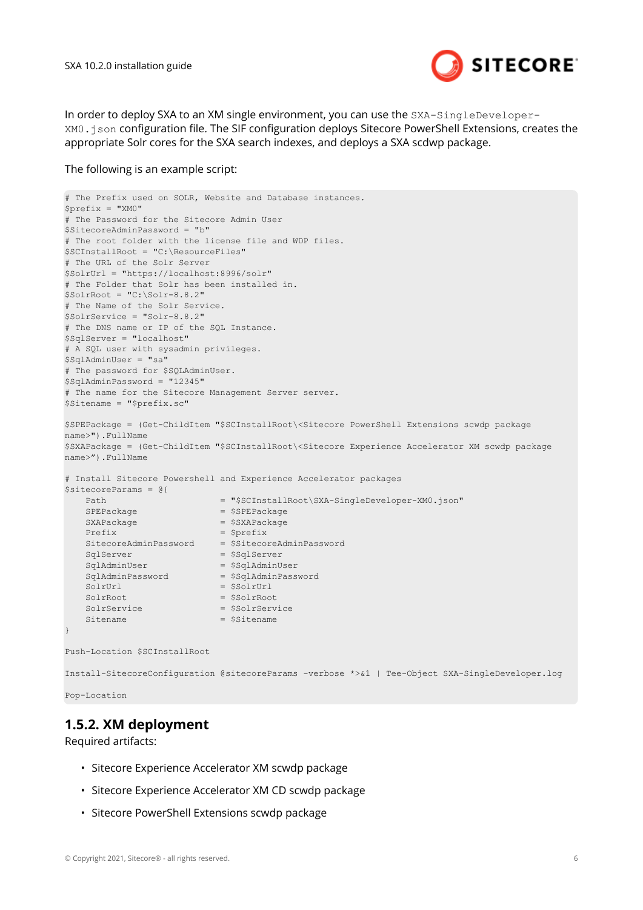In order to deploy SXA to an XM single environment, you can use the `SXA-SingleDeveloper-XM0.json` configuration file. The SIF configuration deploys Sitecore PowerShell Extensions, creates the appropriate Solr cores for the SXA search indexes, and deploys a SXA scdwp package.

The following is an example script:

```
# The Prefix used on SOLR, Website and Database instances.
$prefix = "XM0"
# The Password for the Sitecore Admin User
$SitecoreAdminPassword = "b"
# The root folder with the license file and WDP files.
$SCInstallRoot = "C:\ResourceFiles"
# The URL of the Solr Server
$SolrUrl = "https://localhost:8996/solr"
# The Folder that Solr has been installed in.
$SolrRoot = "C:\Solr-8.8.2"
# The Name of the Solr Service.
$SolrService = "Solr-8.8.2"
# The DNS name or IP of the SQL Instance.
$SqlServer = "localhost"
# A SQL user with sysadmin privileges.
$SqlAdminUser = "sa"
# The password for $SQLAdminUser.
$SqlAdminPassword = "12345"
# The name for the Sitecore Management Server server.
$Sitename = "$prefix.sc"

$SPEPackage = (Get-ChildItem "$SCInstallRoot\<Sitecore PowerShell Extensions scwdp package
name>").FullName
$SXAPackage = (Get-ChildItem "$SCInstallRoot\<Sitecore Experience Accelerator XM scwdp package
name>").FullName

# Install Sitecore Powershell and Experience Accelerator packages
$sitecoreParams = @{
    Path                        = "$SCInstallRoot\SXA-SingleDeveloper-XM0.json"
    SPEPackage                  = $SPEPackage
    SXAPackage                  = $SXAPackage
    Prefix                      = $prefix
    SitecoreAdminPassword       = $SitecoreAdminPassword
    SqlServer                   = $SqlServer
    SqlAdminUser                = $SqlAdminUser
    SqlAdminPassword            = $SqlAdminPassword
    SolrUrl                     = $SolrUrl
    SolrRoot                    = $SolrRoot
    SolrService                 = $SolrService
    Sitename                    = $Sitename
}

Push-Location $SCInstallRoot

Install-SitecoreConfiguration @sitecoreParams -verbose *>&1 | Tee-Object SXA-SingleDeveloper.log

Pop-Location
```

## 1.5.2. XM deployment

Required artifacts:

- Sitecore Experience Accelerator XM scwdp package
- Sitecore Experience Accelerator XM CD scwdp package
- Sitecore PowerShell Extensions scwdp package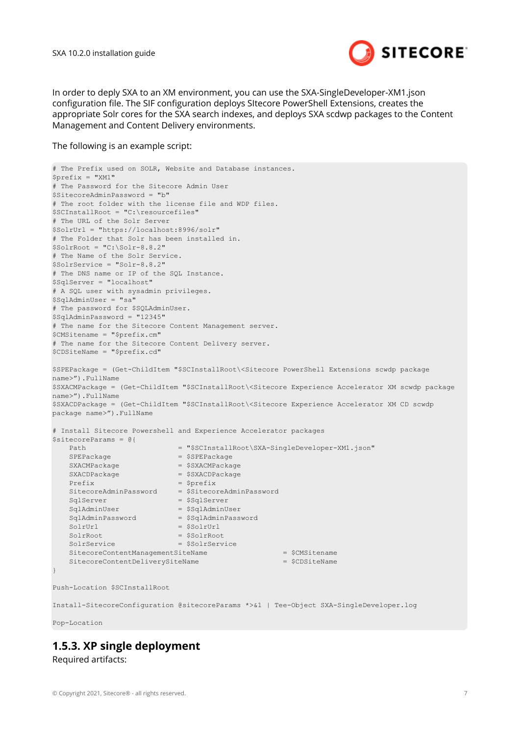In order to deply SXA to an XM environment, you can use the SXA-SingleDeveloper-XM1.json configuration file. The SIF configuration deploys SItecore PowerShell Extensions, creates the appropriate Solr cores for the SXA search indexes, and deploys SXA scdwp packages to the Content Management and Content Delivery environments.

The following is an example script:

```
# The Prefix used on SOLR, Website and Database instances.
$prefix = "XM1"
# The Password for the Sitecore Admin User
$SitecoreAdminPassword = "b"
# The root folder with the license file and WDP files.
$SCInstallRoot = "C:\resourcefiles"
# The URL of the Solr Server
$SolrUrl = "https://localhost:8996/solr"
# The Folder that Solr has been installed in.
$SolrRoot = "C:\Solr-8.8.2"
# The Name of the Solr Service.
$SolrService = "Solr-8.8.2"
# The DNS name or IP of the SQL Instance.
$SqlServer = "localhost"
# A SQL user with sysadmin privileges.
$SqlAdminUser = "sa"
# The password for $SQLAdminUser.
$SqlAdminPassword = "12345"
# The name for the Sitecore Content Management server.
$CMSitename = "$prefix.cm"
# The name for the Sitecore Content Delivery server.
$CDSiteName = "$prefix.cd"

$SPEPackage = (Get-ChildItem "$SCInstallRoot\<Sitecore PowerShell Extensions scwdp package
name>").FullName
$SXACMPackage = (Get-ChildItem "$SCInstallRoot\<Sitecore Experience Accelerator XM scwdp package
name>").FullName
$SXACDPackage = (Get-ChildItem "$SCInstallRoot\<Sitecore Experience Accelerator XM CD scwdp
package name>").FullName

# Install Sitecore Powershell and Experience Accelerator packages
$sitecoreParams = @{
    Path                          = "$SCInstallRoot\SXA-SingleDeveloper-XM1.json"
    SPEPackage                    = $SPEPackage
    SXACMPackage                  = $SXACMPackage
    SXACDPackage                  = $SXACDPackage
    Prefix                        = $prefix
    SitecoreAdminPassword         = $SitecoreAdminPassword
    SqlServer                     = $SqlServer
    SqlAdminUser                  = $SqlAdminUser
    SqlAdminPassword              = $SqlAdminPassword
    SolrUrl                       = $SolrUrl
    SolrRoot                      = $SolrRoot
    SolrService                   = $SolrService
    SitecoreContentManagementSiteName                         = $CMSitename
    SitecoreContentDeliverySiteName                           = $CDSiteName
}

Push-Location $SCInstallRoot

Install-SitecoreConfiguration @sitecoreParams *>&1 | Tee-Object SXA-SingleDeveloper.log

Pop-Location
```

## 1.5.3. XP single deployment

Required artifacts: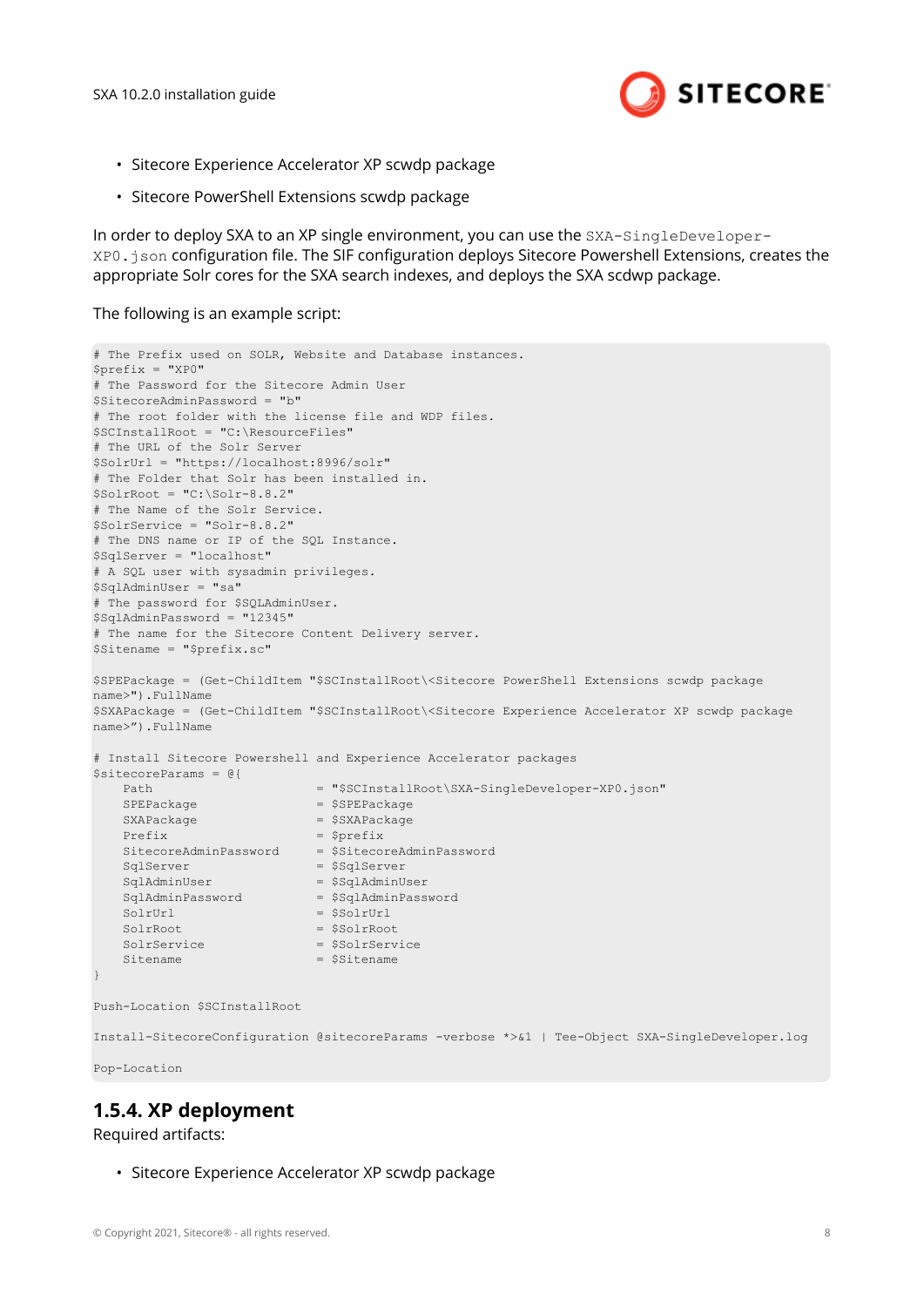- Sitecore Experience Accelerator XP scwdp package
- Sitecore PowerShell Extensions scwdp package

In order to deploy SXA to an XP single environment, you can use the `SXA-SingleDeveloper-XP0.json` configuration file. The SIF configuration deploys Sitecore Powershell Extensions, creates the appropriate Solr cores for the SXA search indexes, and deploys the SXA scdwp package.

The following is an example script:

```
# The Prefix used on SOLR, Website and Database instances.
$prefix = "XP0"
# The Password for the Sitecore Admin User
$SitecoreAdminPassword = "b"
# The root folder with the license file and WDP files.
$SCInstallRoot = "C:\ResourceFiles"
# The URL of the Solr Server
$SolrUrl = "https://localhost:8996/solr"
# The Folder that Solr has been installed in.
$SolrRoot = "C:\Solr-8.8.2"
# The Name of the Solr Service.
$SolrService = "Solr-8.8.2"
# The DNS name or IP of the SQL Instance.
$SqlServer = "localhost"
# A SQL user with sysadmin privileges.
$SqlAdminUser = "sa"
# The password for $SQLAdminUser.
$SqlAdminPassword = "12345"
# The name for the Sitecore Content Delivery server.
$Sitename = "$prefix.sc"

$SPEPackage = (Get-ChildItem "$SCInstallRoot\<Sitecore PowerShell Extensions scwdp package
name>").FullName
$SXAPackage = (Get-ChildItem "$SCInstallRoot\<Sitecore Experience Accelerator XP scwdp package
name>").FullName

# Install Sitecore Powershell and Experience Accelerator packages
$sitecoreParams = @{
    Path                      = "$SCInstallRoot\SXA-SingleDeveloper-XP0.json"
    SPEPackage                = $SPEPackage
    SXAPackage                = $SXAPackage
    Prefix                    = $prefix
    SitecoreAdminPassword     = $SitecoreAdminPassword
    SqlServer                 = $SqlServer
    SqlAdminUser              = $SqlAdminUser
    SqlAdminPassword          = $SqlAdminPassword
    SolrUrl                   = $SolrUrl
    SolrRoot                  = $SolrRoot
    SolrService               = $SolrService
    Sitename                  = $Sitename
}

Push-Location $SCInstallRoot

Install-SitecoreConfiguration @sitecoreParams -verbose *>&1 | Tee-Object SXA-SingleDeveloper.log

Pop-Location
```

## 1.5.4. XP deployment

Required artifacts:

- Sitecore Experience Accelerator XP scwdp package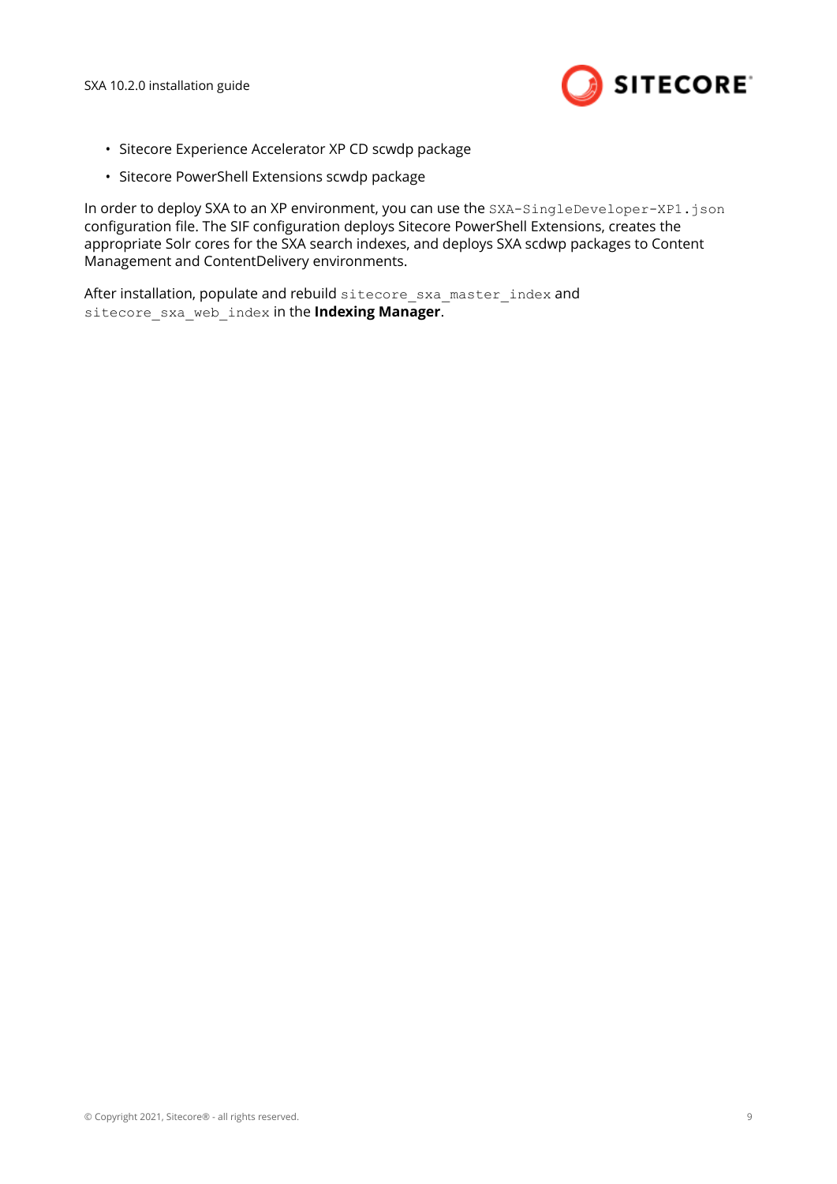- Sitecore Experience Accelerator XP CD scwdp package
- Sitecore PowerShell Extensions scwdp package

In order to deploy SXA to an XP environment, you can use the `SXA-SingleDeveloper-XP1.json` configuration file. The SIF configuration deploys Sitecore PowerShell Extensions, creates the appropriate Solr cores for the SXA search indexes, and deploys SXA scdwp packages to Content Management and ContentDelivery environments.

After installation, populate and rebuild `sitecore_sxa_master_index` and `sitecore_sxa_web_index` in the **Indexing Manager**.